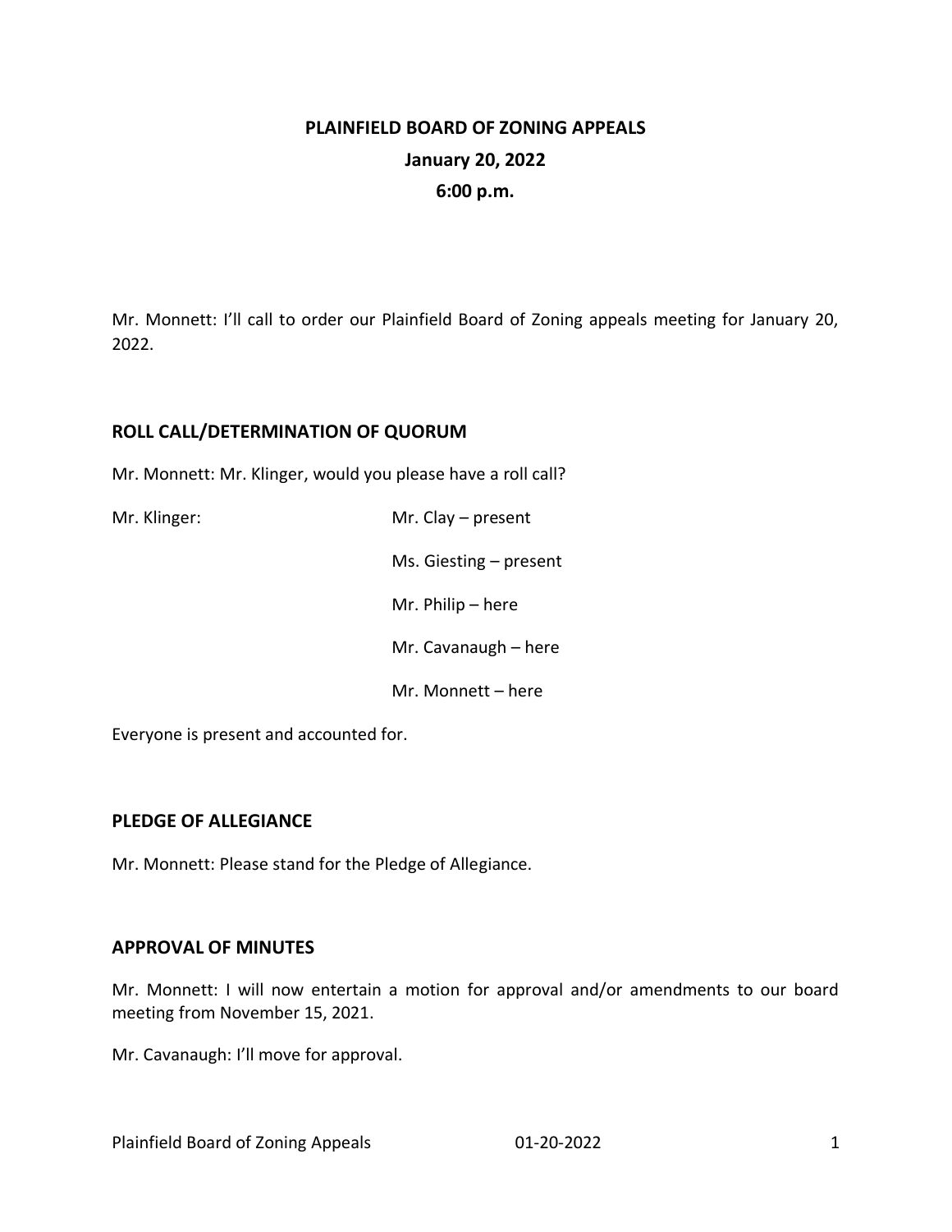# PLAINFIELD BOARD OF ZONING APPEALS

**January 20, 2022**

**6:00 p.m.**

Mr. Monnett: I'll call to order our Plainfield Board of Zoning appeals meeting for January 20, 2022.

## ROLL CALL/DETERMINATION OF QUORUM

Mr. Monnett: Mr. Klinger, would you please have a roll call?

Mr. Klinger:

Mr. Clay – present

Ms. Giesting – present

Mr. Philip – here

Mr. Cavanaugh – here

Mr. Monnett – here

Everyone is present and accounted for.

## PLEDGE OF ALLEGIANCE

Mr. Monnett: Please stand for the Pledge of Allegiance.

## APPROVAL OF MINUTES

Mr. Monnett: I will now entertain a motion for approval and/or amendments to our board meeting from November 15, 2021.

Mr. Cavanaugh: I'll move for approval.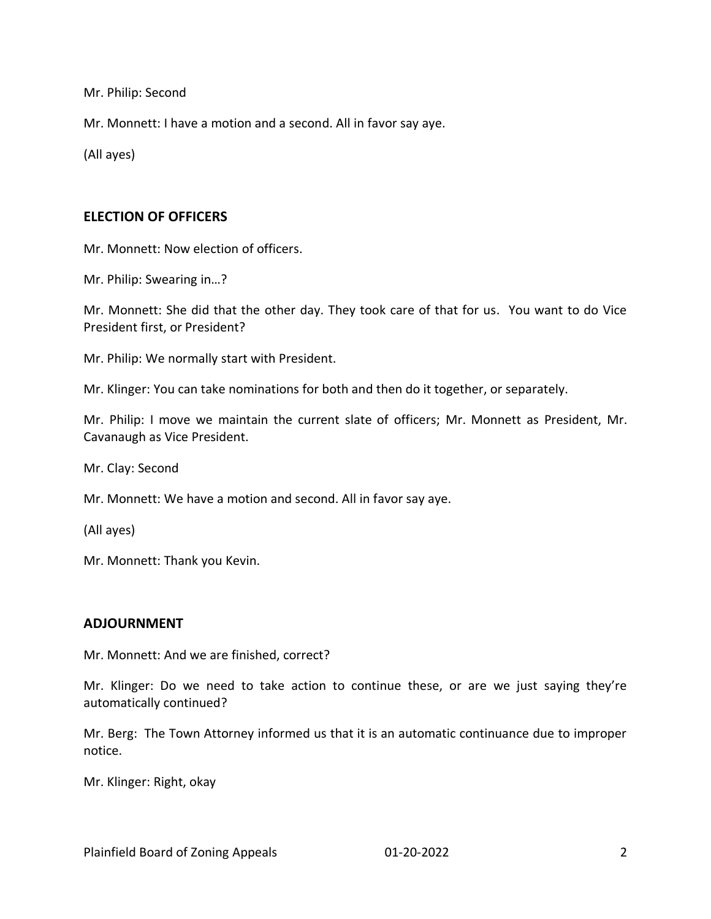Mr. Philip: Second

Mr. Monnett: I have a motion and a second. All in favor say aye.

(All ayes)

## ELECTION OF OFFICERS

Mr. Monnett: Now election of officers.

Mr. Philip: Swearing in…?

Mr. Monnett: She did that the other day. They took care of that for us. You want to do Vice President first, or President?

Mr. Philip: We normally start with President.

Mr. Klinger: You can take nominations for both and then do it together, or separately.

Mr. Philip: I move we maintain the current slate of officers; Mr. Monnett as President, Mr. Cavanaugh as Vice President.

Mr. Clay: Second

Mr. Monnett: We have a motion and second. All in favor say aye.

(All ayes)

Mr. Monnett: Thank you Kevin.

## ADJOURNMENT

Mr. Monnett: And we are finished, correct?

Mr. Klinger: Do we need to take action to continue these, or are we just saying they're automatically continued?

Mr. Berg: The Town Attorney informed us that it is an automatic continuance due to improper notice.

Mr. Klinger: Right, okay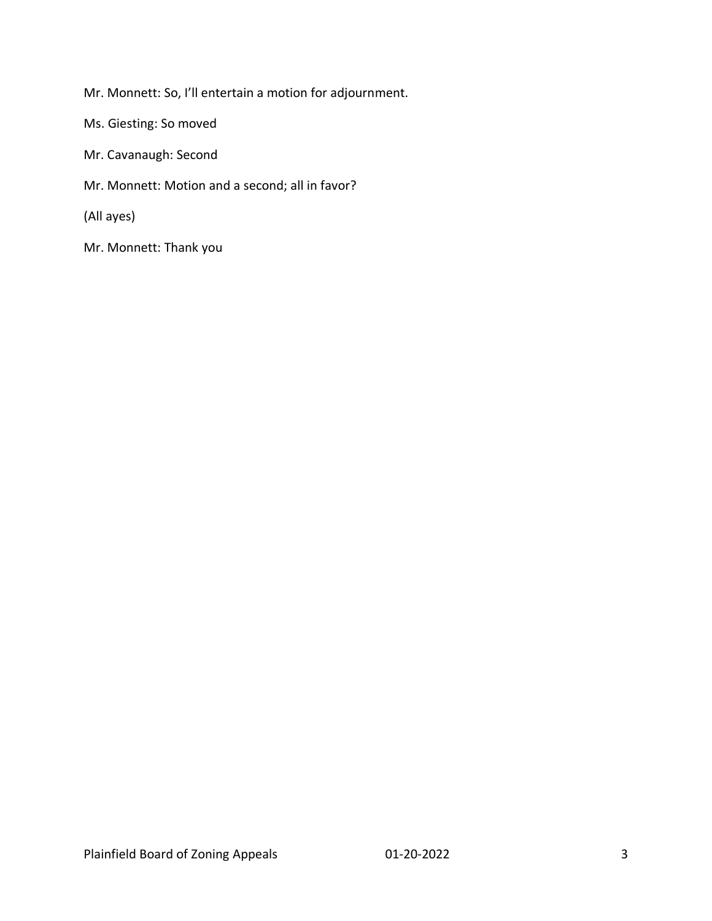Mr. Monnett: So, I’ll entertain a motion for adjournment.

Ms. Giesting: So moved

Mr. Cavanaugh: Second

Mr. Monnett: Motion and a second; all in favor?

(All ayes)

Mr. Monnett: Thank you